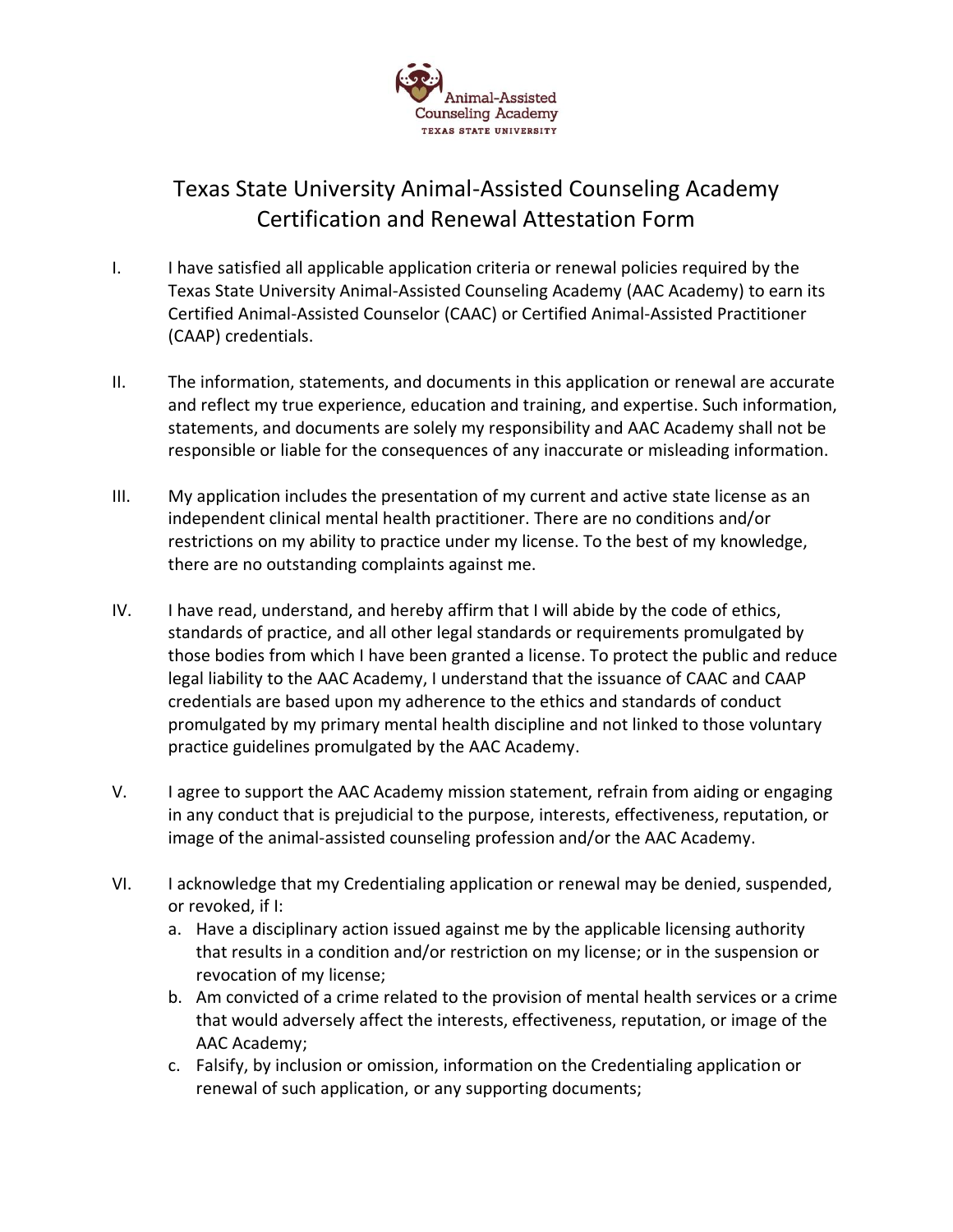# Texas State University Animal-Assisted Counseling Academy Certification and Renewal Attestation Form

I. I have satisfied all applicable application criteria or renewal policies required by the Texas State University Animal-Assisted Counseling Academy (AAC Academy) to earn its Certified Animal-Assisted Counselor (CAAC) or Certified Animal-Assisted Practitioner (CAAP) credentials.

II. The information, statements, and documents in this application or renewal are accurate and reflect my true experience, education and training, and expertise. Such information, statements, and documents are solely my responsibility and AAC Academy shall not be responsible or liable for the consequences of any inaccurate or misleading information.

III. My application includes the presentation of my current and active state license as an independent clinical mental health practitioner. There are no conditions and/or restrictions on my ability to practice under my license. To the best of my knowledge, there are no outstanding complaints against me.

IV. I have read, understand, and hereby affirm that I will abide by the code of ethics, standards of practice, and all other legal standards or requirements promulgated by those bodies from which I have been granted a license. To protect the public and reduce legal liability to the AAC Academy, I understand that the issuance of CAAC and CAAP credentials are based upon my adherence to the ethics and standards of conduct promulgated by my primary mental health discipline and not linked to those voluntary practice guidelines promulgated by the AAC Academy.

V. I agree to support the AAC Academy mission statement, refrain from aiding or engaging in any conduct that is prejudicial to the purpose, interests, effectiveness, reputation, or image of the animal-assisted counseling profession and/or the AAC Academy.

VI. I acknowledge that my Credentialing application or renewal may be denied, suspended, or revoked, if I:
   a. Have a disciplinary action issued against me by the applicable licensing authority that results in a condition and/or restriction on my license; or in the suspension or revocation of my license;
   b. Am convicted of a crime related to the provision of mental health services or a crime that would adversely affect the interests, effectiveness, reputation, or image of the AAC Academy;
   c. Falsify, by inclusion or omission, information on the Credentialing application or renewal of such application, or any supporting documents;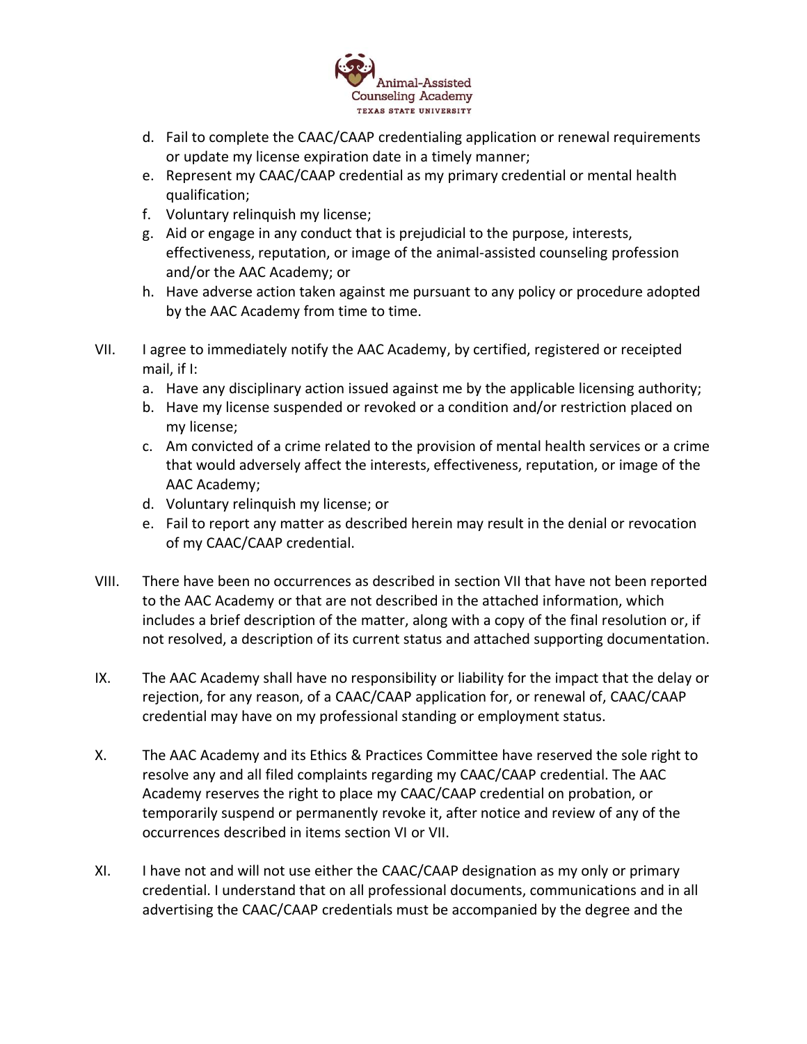d. Fail to complete the CAAC/CAAP credentialing application or renewal requirements or update my license expiration date in a timely manner;
e. Represent my CAAC/CAAP credential as my primary credential or mental health qualification;
f. Voluntary relinquish my license;
g. Aid or engage in any conduct that is prejudicial to the purpose, interests, effectiveness, reputation, or image of the animal-assisted counseling profession and/or the AAC Academy; or
h. Have adverse action taken against me pursuant to any policy or procedure adopted by the AAC Academy from time to time.

VII. I agree to immediately notify the AAC Academy, by certified, registered or receipted mail, if I:
  a. Have any disciplinary action issued against me by the applicable licensing authority;
  b. Have my license suspended or revoked or a condition and/or restriction placed on my license;
  c. Am convicted of a crime related to the provision of mental health services or a crime that would adversely affect the interests, effectiveness, reputation, or image of the AAC Academy;
  d. Voluntary relinquish my license; or
  e. Fail to report any matter as described herein may result in the denial or revocation of my CAAC/CAAP credential.

VIII. There have been no occurrences as described in section VII that have not been reported to the AAC Academy or that are not described in the attached information, which includes a brief description of the matter, along with a copy of the final resolution or, if not resolved, a description of its current status and attached supporting documentation.

IX. The AAC Academy shall have no responsibility or liability for the impact that the delay or rejection, for any reason, of a CAAC/CAAP application for, or renewal of, CAAC/CAAP credential may have on my professional standing or employment status.

X. The AAC Academy and its Ethics & Practices Committee have reserved the sole right to resolve any and all filed complaints regarding my CAAC/CAAP credential. The AAC Academy reserves the right to place my CAAC/CAAP credential on probation, or temporarily suspend or permanently revoke it, after notice and review of any of the occurrences described in items section VI or VII.

XI. I have not and will not use either the CAAC/CAAP designation as my only or primary credential. I understand that on all professional documents, communications and in all advertising the CAAC/CAAP credentials must be accompanied by the degree and the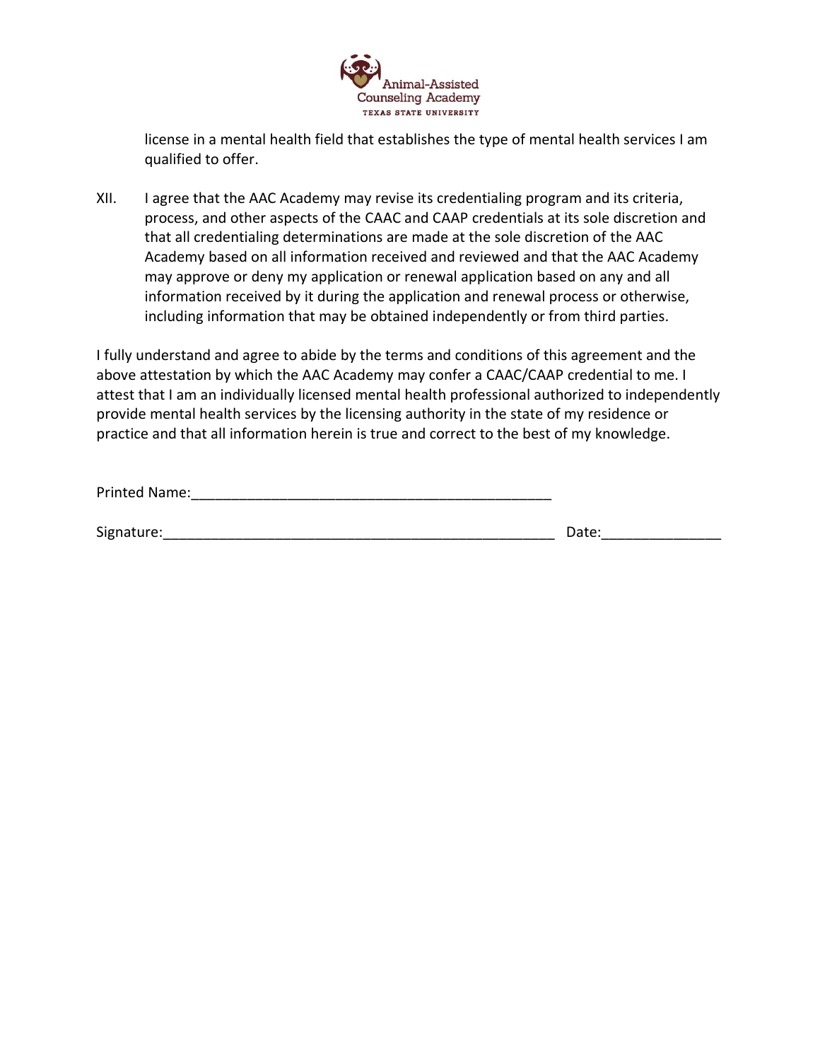license in a mental health field that establishes the type of mental health services I am qualified to offer.

XII. I agree that the AAC Academy may revise its credentialing program and its criteria, process, and other aspects of the CAAC and CAAP credentials at its sole discretion and that all credentialing determinations are made at the sole discretion of the AAC Academy based on all information received and reviewed and that the AAC Academy may approve or deny my application or renewal application based on any and all information received by it during the application and renewal process or otherwise, including information that may be obtained independently or from third parties.

I fully understand and agree to abide by the terms and conditions of this agreement and the above attestation by which the AAC Academy may confer a CAAC/CAAP credential to me. I attest that I am an individually licensed mental health professional authorized to independently provide mental health services by the licensing authority in the state of my residence or practice and that all information herein is true and correct to the best of my knowledge.

Printed Name:_______________________________________________

Signature:____________________________________________________ Date:______________